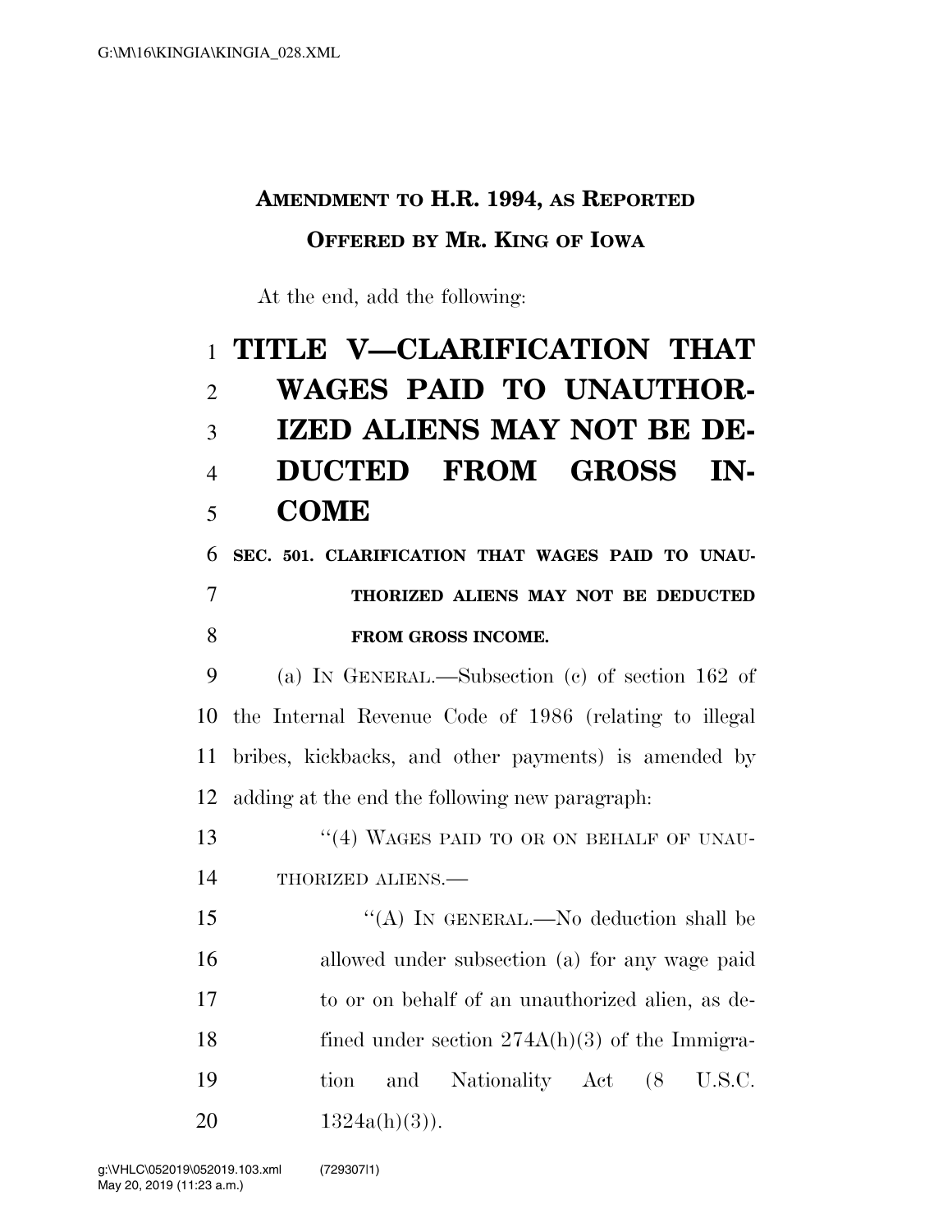**AMENDMENT TO H.R. 1994, AS REPORTED**

**OFFERED BY MR. KING OF IOWA**

At the end, add the following:

# TITLE V—CLARIFICATION THAT WAGES PAID TO UNAUTHORIZED ALIENS MAY NOT BE DEDUCTED FROM GROSS INCOME

### SEC. 501. CLARIFICATION THAT WAGES PAID TO UNAUTHORIZED ALIENS MAY NOT BE DEDUCTED FROM GROSS INCOME.

(a) IN GENERAL.—Subsection (c) of section 162 of the Internal Revenue Code of 1986 (relating to illegal bribes, kickbacks, and other payments) is amended by adding at the end the following new paragraph:

"(4) WAGES PAID TO OR ON BEHALF OF UNAUTHORIZED ALIENS.—

"(A) IN GENERAL.—No deduction shall be allowed under subsection (a) for any wage paid to or on behalf of an unauthorized alien, as defined under section 274A(h)(3) of the Immigration and Nationality Act (8 U.S.C. 1324a(h)(3)).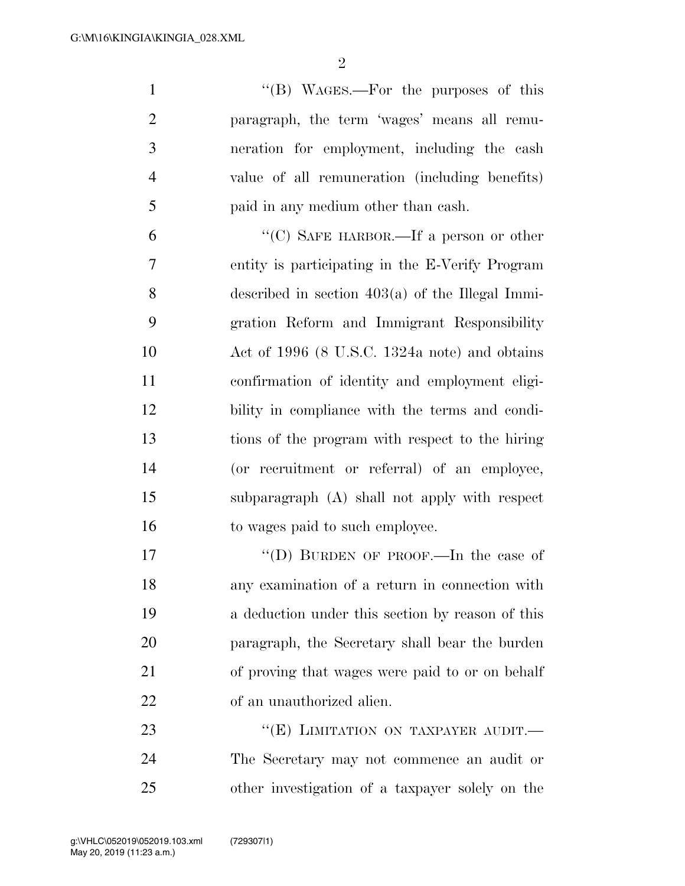"(B) WAGES.—For the purposes of this paragraph, the term 'wages' means all remuneration for employment, including the cash value of all remuneration (including benefits) paid in any medium other than cash.

"(C) SAFE HARBOR.—If a person or other entity is participating in the E-Verify Program described in section 403(a) of the Illegal Immigration Reform and Immigrant Responsibility Act of 1996 (8 U.S.C. 1324a note) and obtains confirmation of identity and employment eligibility in compliance with the terms and conditions of the program with respect to the hiring (or recruitment or referral) of an employee, subparagraph (A) shall not apply with respect to wages paid to such employee.

"(D) BURDEN OF PROOF.—In the case of any examination of a return in connection with a deduction under this section by reason of this paragraph, the Secretary shall bear the burden of proving that wages were paid to or on behalf of an unauthorized alien.

"(E) LIMITATION ON TAXPAYER AUDIT.—The Secretary may not commence an audit or other investigation of a taxpayer solely on the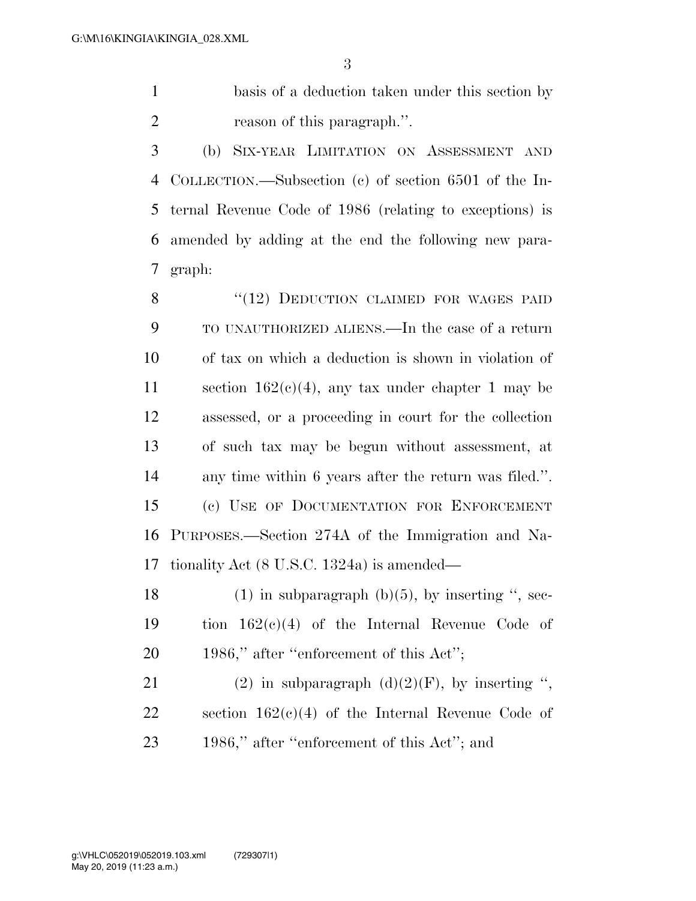basis of a deduction taken under this section by reason of this paragraph.''.

(b) SIX-YEAR LIMITATION ON ASSESSMENT AND COLLECTION.—Subsection (c) of section 6501 of the Internal Revenue Code of 1986 (relating to exceptions) is amended by adding at the end the following new paragraph:

> ''(12) DEDUCTION CLAIMED FOR WAGES PAID TO UNAUTHORIZED ALIENS.—In the case of a return of tax on which a deduction is shown in violation of section 162(c)(4), any tax under chapter 1 may be assessed, or a proceeding in court for the collection of such tax may be begun without assessment, at any time within 6 years after the return was filed.''.

(c) USE OF DOCUMENTATION FOR ENFORCEMENT PURPOSES.—Section 274A of the Immigration and Nationality Act (8 U.S.C. 1324a) is amended—

(1) in subparagraph (b)(5), by inserting '', section 162(c)(4) of the Internal Revenue Code of 1986,'' after ''enforcement of this Act'';

(2) in subparagraph (d)(2)(F), by inserting '', section 162(c)(4) of the Internal Revenue Code of 1986,'' after ''enforcement of this Act''; and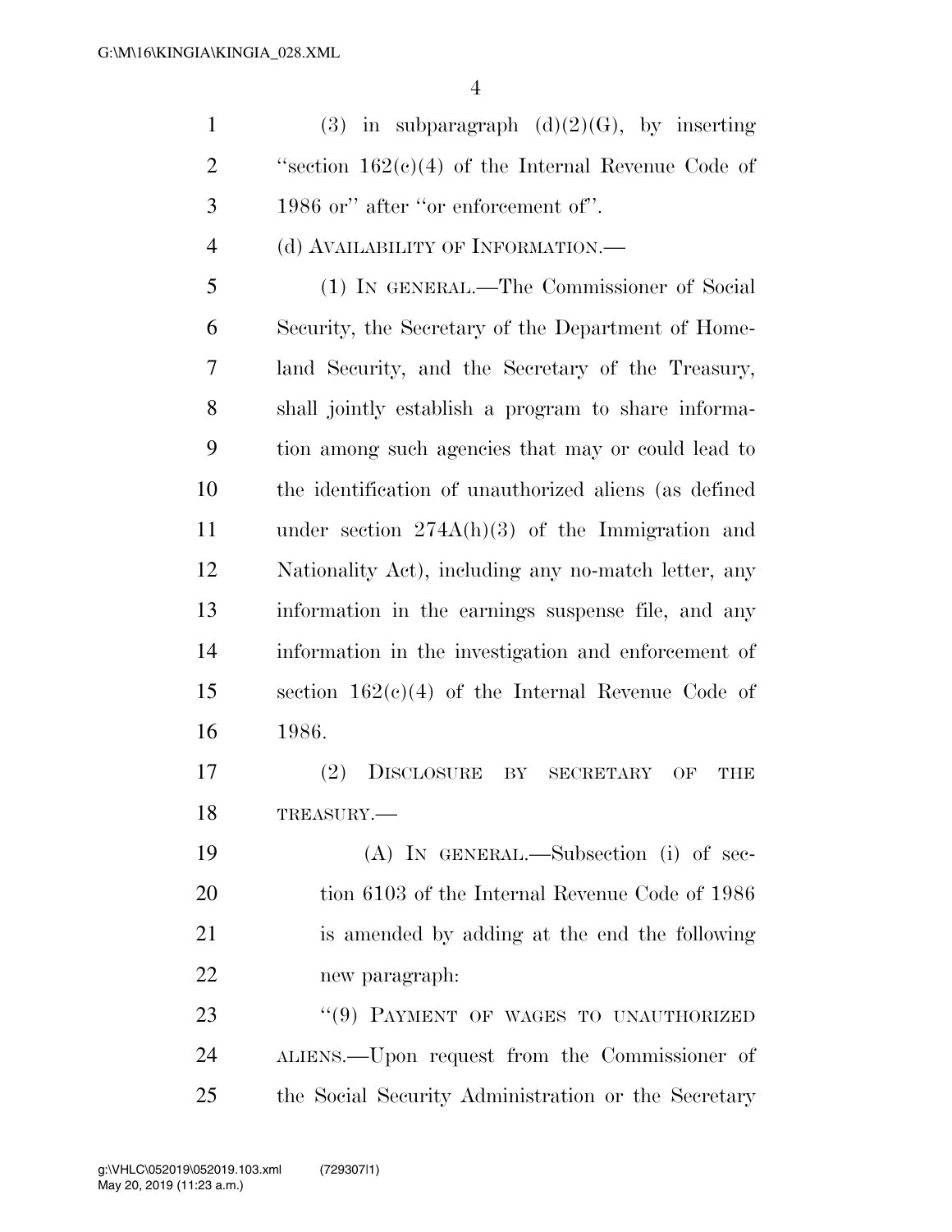(3) in subparagraph (d)(2)(G), by inserting "section 162(c)(4) of the Internal Revenue Code of 1986 or" after "or enforcement of".

(d) AVAILABILITY OF INFORMATION.—

(1) IN GENERAL.—The Commissioner of Social Security, the Secretary of the Department of Homeland Security, and the Secretary of the Treasury, shall jointly establish a program to share information among such agencies that may or could lead to the identification of unauthorized aliens (as defined under section 274A(h)(3) of the Immigration and Nationality Act), including any no-match letter, any information in the earnings suspense file, and any information in the investigation and enforcement of section 162(c)(4) of the Internal Revenue Code of 1986.

(2) DISCLOSURE BY SECRETARY OF THE TREASURY.—

(A) IN GENERAL.—Subsection (i) of section 6103 of the Internal Revenue Code of 1986 is amended by adding at the end the following new paragraph:

"(9) PAYMENT OF WAGES TO UNAUTHORIZED ALIENS.—Upon request from the Commissioner of the Social Security Administration or the Secretary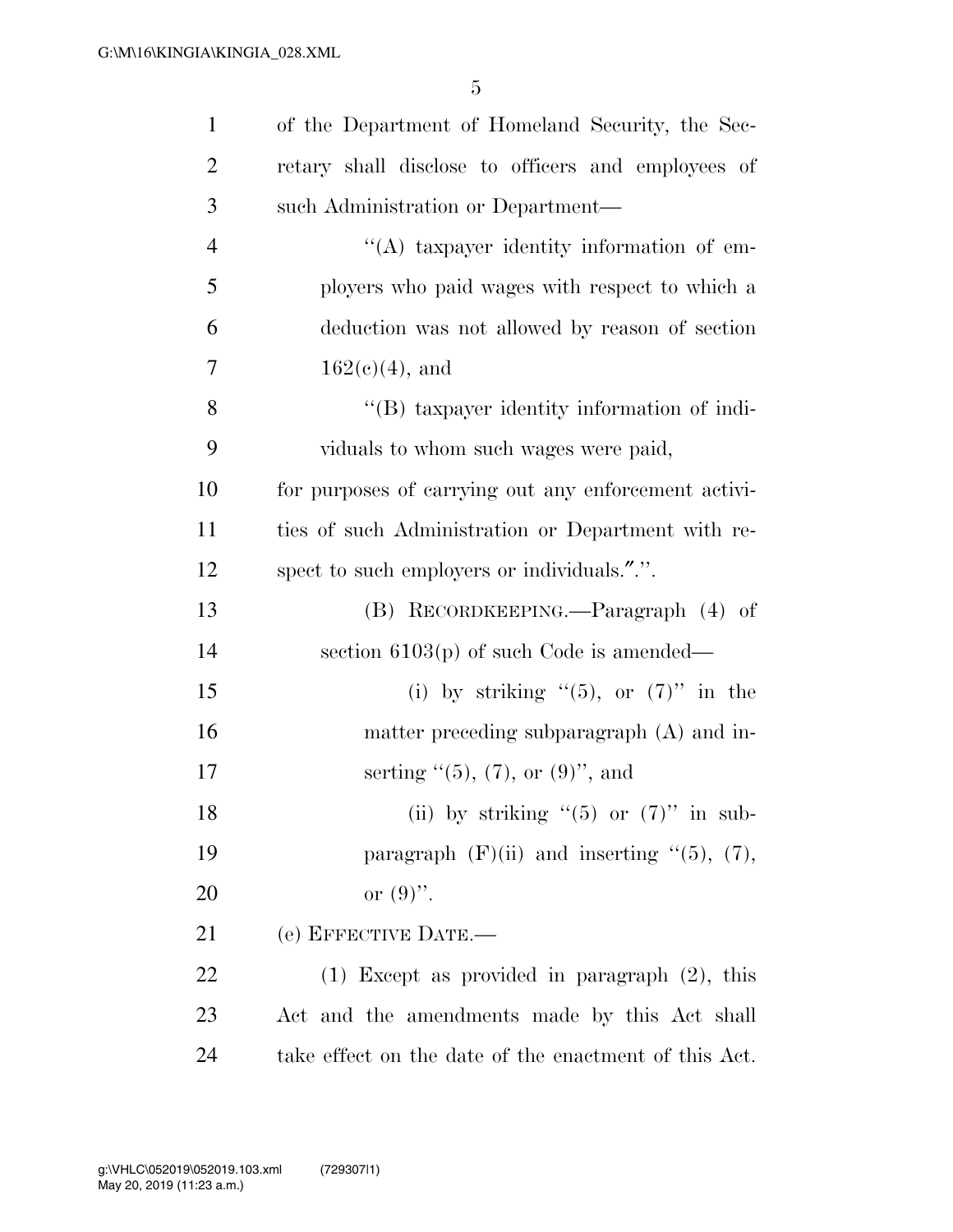of the Department of Homeland Security, the Secretary shall disclose to officers and employees of such Administration or Department—

"(A) taxpayer identity information of employers who paid wages with respect to which a deduction was not allowed by reason of section 162(c)(4), and

"(B) taxpayer identity information of individuals to whom such wages were paid,

for purposes of carrying out any enforcement activities of such Administration or Department with respect to such employers or individuals.".".

(B) RECORDKEEPING.—Paragraph (4) of section 6103(p) of such Code is amended—

(i) by striking "(5), or (7)" in the matter preceding subparagraph (A) and inserting "(5), (7), or (9)", and

(ii) by striking "(5) or (7)" in subparagraph (F)(ii) and inserting "(5), (7), or (9)".

(e) EFFECTIVE DATE.—

(1) Except as provided in paragraph (2), this Act and the amendments made by this Act shall take effect on the date of the enactment of this Act.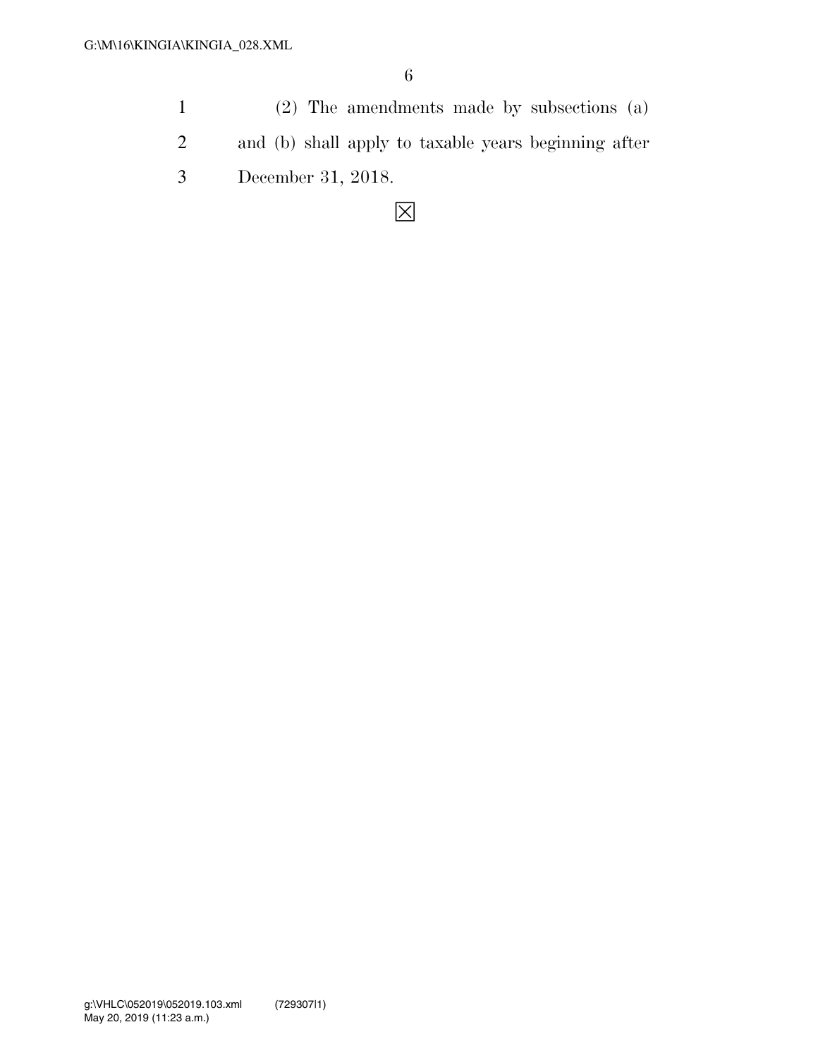(2) The amendments made by subsections (a) and (b) shall apply to taxable years beginning after December 31, 2018.